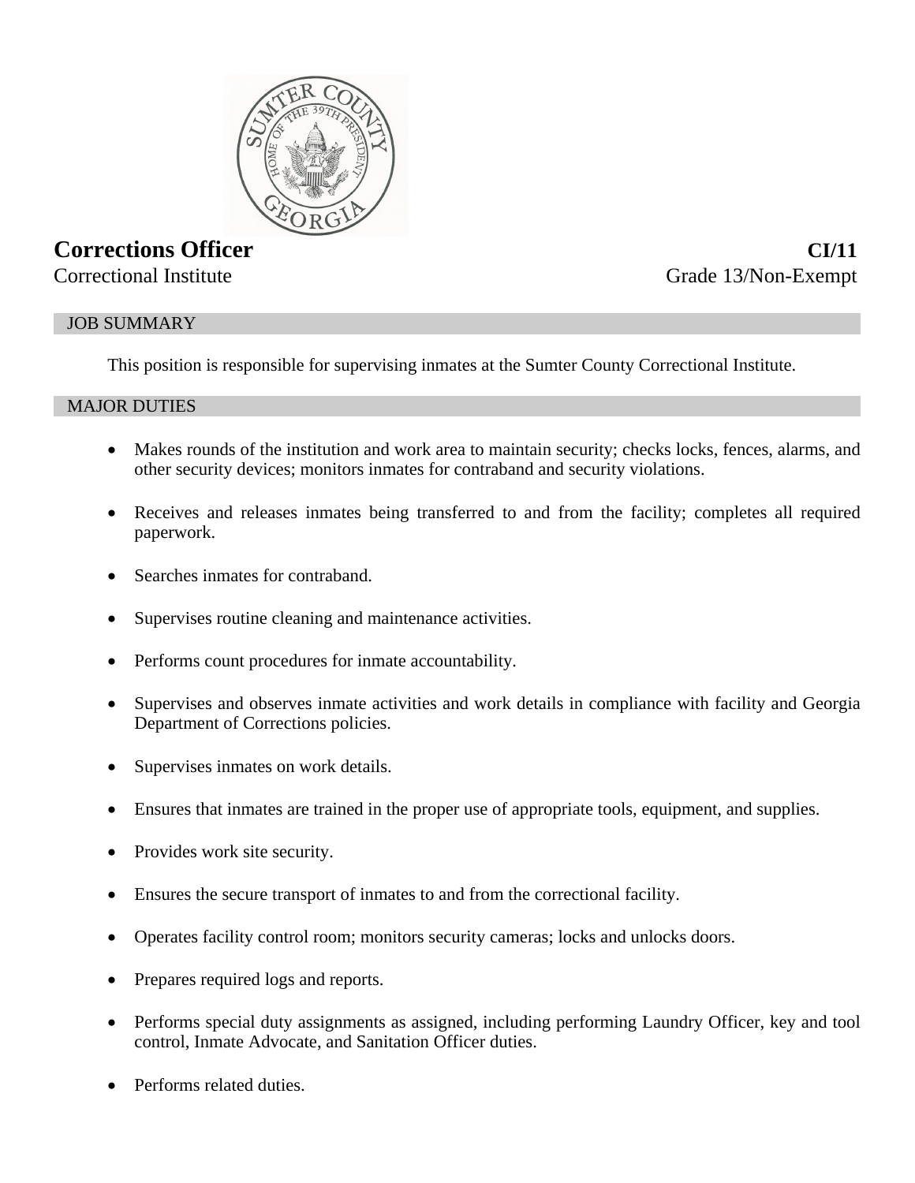# Corrections Officer

**CI/11**

Correctional Institute

Grade 13/Non-Exempt

## JOB SUMMARY

This position is responsible for supervising inmates at the Sumter County Correctional Institute.

## MAJOR DUTIES

- Makes rounds of the institution and work area to maintain security; checks locks, fences, alarms, and other security devices; monitors inmates for contraband and security violations.
- Receives and releases inmates being transferred to and from the facility; completes all required paperwork.
- Searches inmates for contraband.
- Supervises routine cleaning and maintenance activities.
- Performs count procedures for inmate accountability.
- Supervises and observes inmate activities and work details in compliance with facility and Georgia Department of Corrections policies.
- Supervises inmates on work details.
- Ensures that inmates are trained in the proper use of appropriate tools, equipment, and supplies.
- Provides work site security.
- Ensures the secure transport of inmates to and from the correctional facility.
- Operates facility control room; monitors security cameras; locks and unlocks doors.
- Prepares required logs and reports.
- Performs special duty assignments as assigned, including performing Laundry Officer, key and tool control, Inmate Advocate, and Sanitation Officer duties.
- Performs related duties.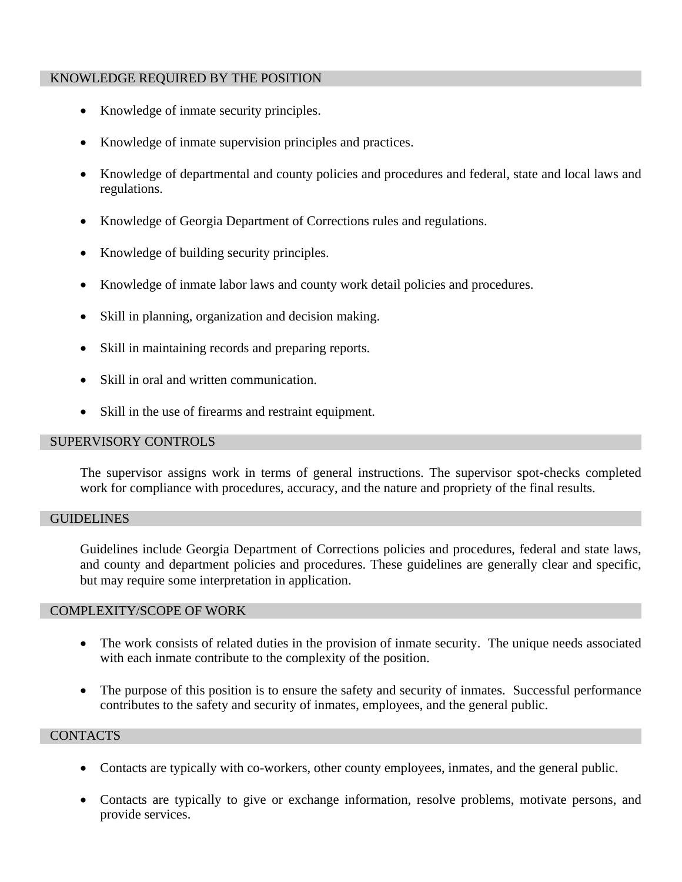## KNOWLEDGE REQUIRED BY THE POSITION

- Knowledge of inmate security principles.
- Knowledge of inmate supervision principles and practices.
- Knowledge of departmental and county policies and procedures and federal, state and local laws and regulations.
- Knowledge of Georgia Department of Corrections rules and regulations.
- Knowledge of building security principles.
- Knowledge of inmate labor laws and county work detail policies and procedures.
- Skill in planning, organization and decision making.
- Skill in maintaining records and preparing reports.
- Skill in oral and written communication.
- Skill in the use of firearms and restraint equipment.

## SUPERVISORY CONTROLS

The supervisor assigns work in terms of general instructions. The supervisor spot-checks completed work for compliance with procedures, accuracy, and the nature and propriety of the final results.

## GUIDELINES

Guidelines include Georgia Department of Corrections policies and procedures, federal and state laws, and county and department policies and procedures. These guidelines are generally clear and specific, but may require some interpretation in application.

## COMPLEXITY/SCOPE OF WORK

- The work consists of related duties in the provision of inmate security. The unique needs associated with each inmate contribute to the complexity of the position.
- The purpose of this position is to ensure the safety and security of inmates. Successful performance contributes to the safety and security of inmates, employees, and the general public.

## CONTACTS

- Contacts are typically with co-workers, other county employees, inmates, and the general public.
- Contacts are typically to give or exchange information, resolve problems, motivate persons, and provide services.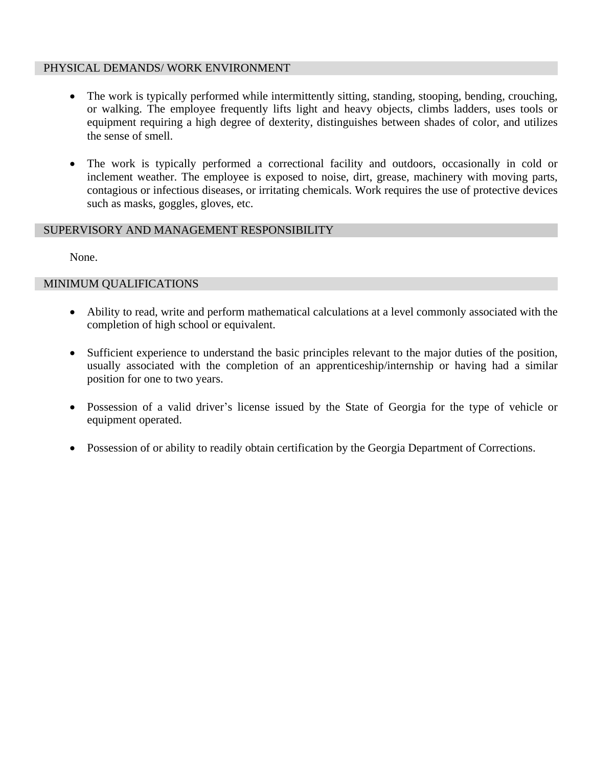## PHYSICAL DEMANDS/ WORK ENVIRONMENT

- The work is typically performed while intermittently sitting, standing, stooping, bending, crouching, or walking. The employee frequently lifts light and heavy objects, climbs ladders, uses tools or equipment requiring a high degree of dexterity, distinguishes between shades of color, and utilizes the sense of smell.

- The work is typically performed a correctional facility and outdoors, occasionally in cold or inclement weather. The employee is exposed to noise, dirt, grease, machinery with moving parts, contagious or infectious diseases, or irritating chemicals. Work requires the use of protective devices such as masks, goggles, gloves, etc.

## SUPERVISORY AND MANAGEMENT RESPONSIBILITY

None.

## MINIMUM QUALIFICATIONS

- Ability to read, write and perform mathematical calculations at a level commonly associated with the completion of high school or equivalent.

- Sufficient experience to understand the basic principles relevant to the major duties of the position, usually associated with the completion of an apprenticeship/internship or having had a similar position for one to two years.

- Possession of a valid driver's license issued by the State of Georgia for the type of vehicle or equipment operated.

- Possession of or ability to readily obtain certification by the Georgia Department of Corrections.